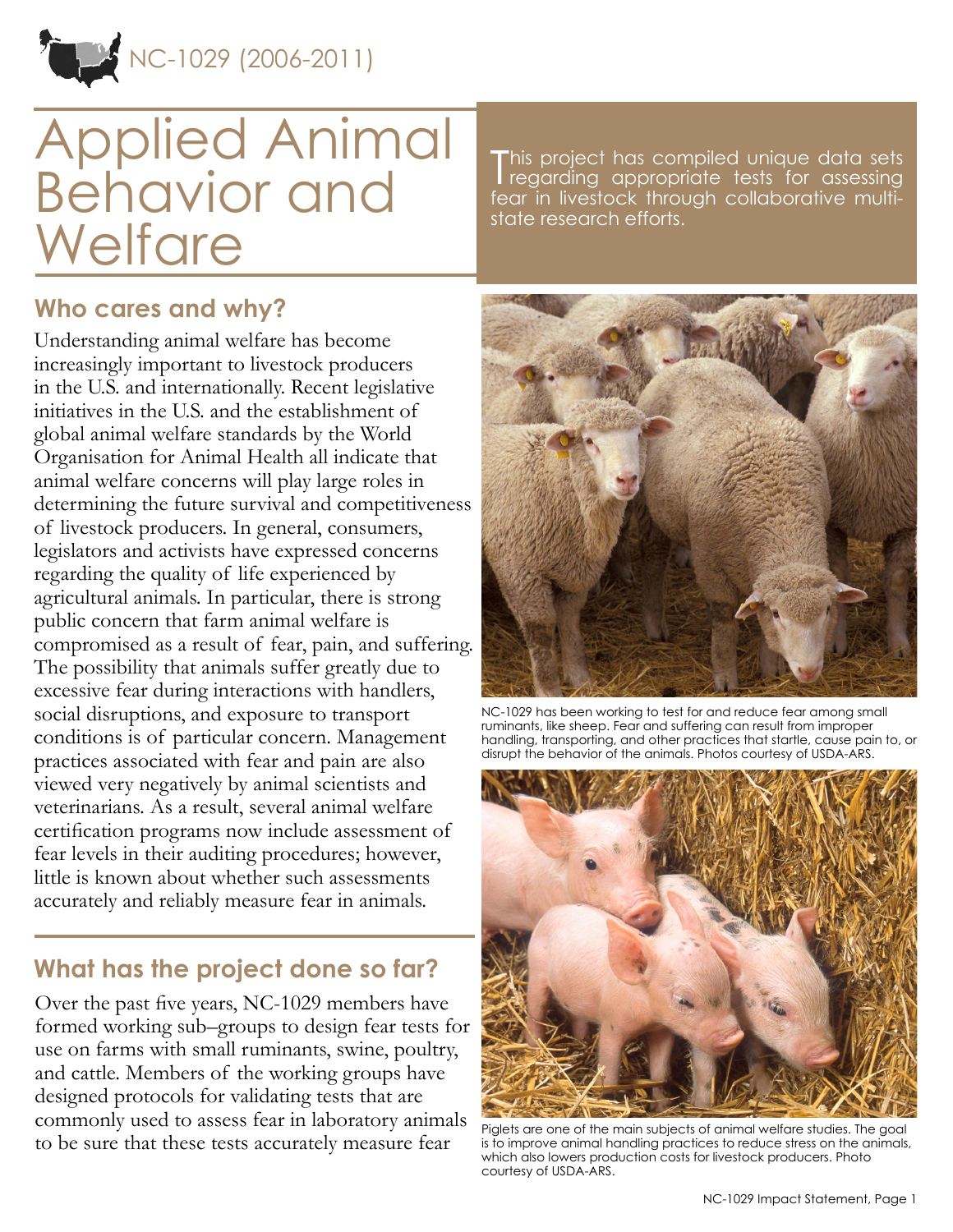NC-1029 (2006-2011)

# Applied Animal Behavior and Welfare

This project has compiled unique data sets regarding appropriate tests for assessing fear in livestock through collaborative multi-state research efforts.

## Who cares and why?

Understanding animal welfare has become increasingly important to livestock producers in the U.S. and internationally. Recent legislative initiatives in the U.S. and the establishment of global animal welfare standards by the World Organisation for Animal Health all indicate that animal welfare concerns will play large roles in determining the future survival and competitiveness of livestock producers. In general, consumers, legislators and activists have expressed concerns regarding the quality of life experienced by agricultural animals. In particular, there is strong public concern that farm animal welfare is compromised as a result of fear, pain, and suffering. The possibility that animals suffer greatly due to excessive fear during interactions with handlers, social disruptions, and exposure to transport conditions is of particular concern. Management practices associated with fear and pain are also viewed very negatively by animal scientists and veterinarians. As a result, several animal welfare certification programs now include assessment of fear levels in their auditing procedures; however, little is known about whether such assessments accurately and reliably measure fear in animals.

NC-1029 has been working to test for and reduce fear among small ruminants, like sheep. Fear and suffering can result from improper handling, transporting, and other practices that startle, cause pain to, or disrupt the behavior of the animals. Photos courtesy of USDA-ARS.

Piglets are one of the main subjects of animal welfare studies. The goal is to improve animal handling practices to reduce stress on the animals, which also lowers production costs for livestock producers. Photo courtesy of USDA-ARS.

## What has the project done so far?

Over the past five years, NC-1029 members have formed working sub–groups to design fear tests for use on farms with small ruminants, swine, poultry, and cattle. Members of the working groups have designed protocols for validating tests that are commonly used to assess fear in laboratory animals to be sure that these tests accurately measure fear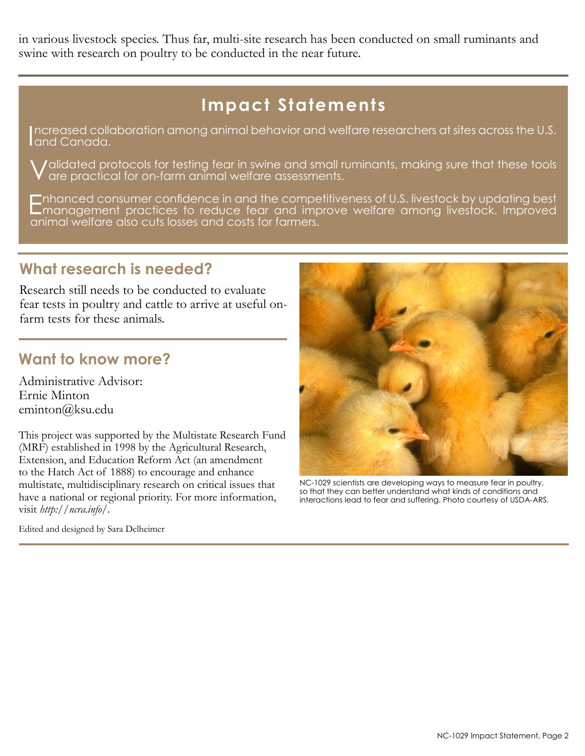in various livestock species. Thus far, multi-site research has been conducted on small ruminants and swine with research on poultry to be conducted in the near future.

## Impact Statements

Increased collaboration among animal behavior and welfare researchers at sites across the U.S. and Canada.

Validated protocols for testing fear in swine and small ruminants, making sure that these tools are practical for on-farm animal welfare assessments.

Enhanced consumer confidence in and the competitiveness of U.S. livestock by updating best management practices to reduce fear and improve welfare among livestock. Improved animal welfare also cuts losses and costs for farmers.

## What research is needed?

Research still needs to be conducted to evaluate fear tests in poultry and cattle to arrive at useful on-farm tests for these animals.

## Want to know more?

Administrative Advisor:
Ernie Minton
eminton@ksu.edu

This project was supported by the Multistate Research Fund (MRF) established in 1998 by the Agricultural Research, Extension, and Education Reform Act (an amendment to the Hatch Act of 1888) to encourage and enhance multistate, multidisciplinary research on critical issues that have a national or regional priority. For more information, visit *http://ncra.info/*.

Edited and designed by Sara Delheimer

NC-1029 scientists are developing ways to measure fear in poultry, so that they can better understand what kinds of conditions and interactions lead to fear and suffering. Photo courtesy of USDA-ARS.